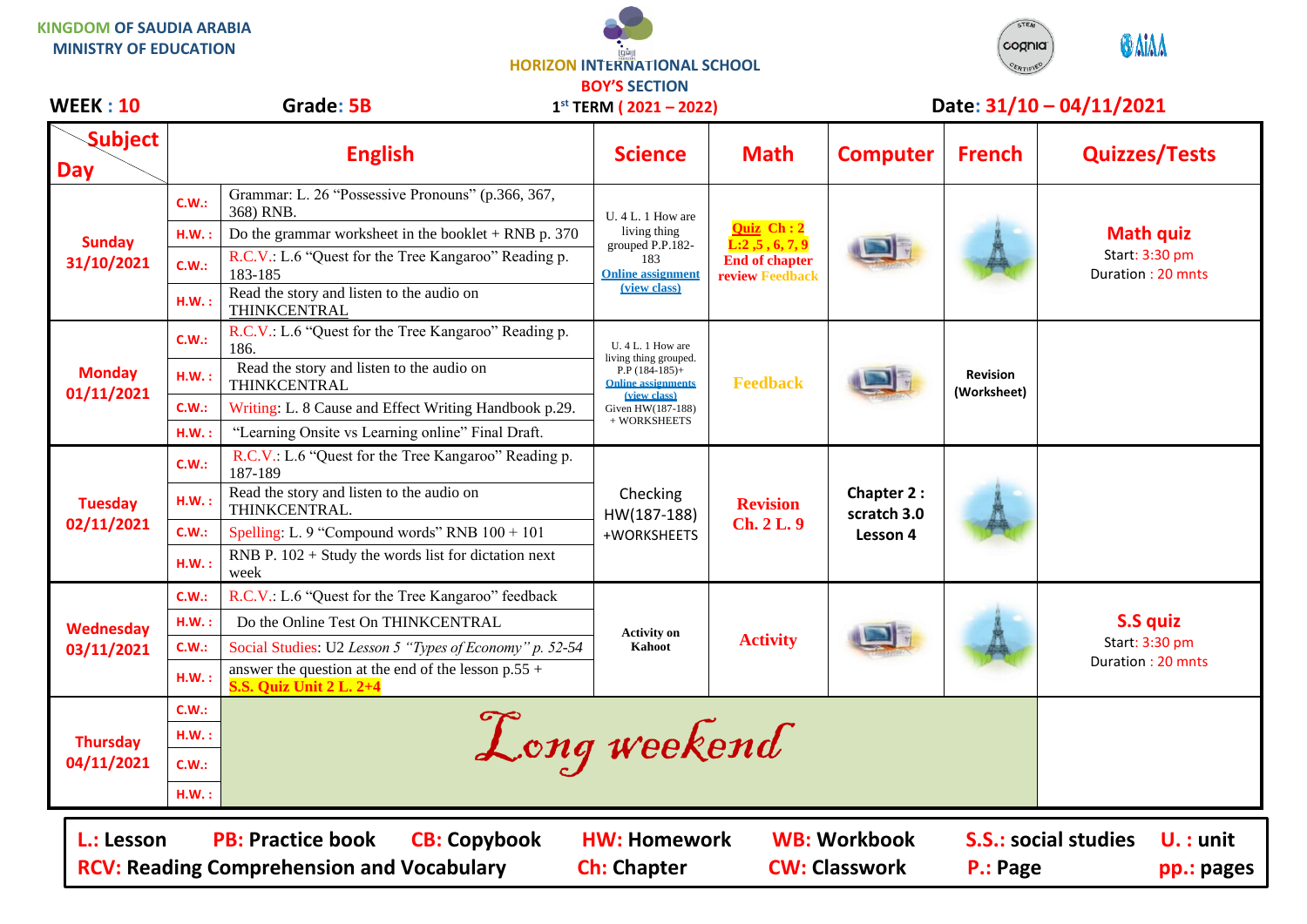KINGDOM OF SAUDIA ARABIA
MINISTRY OF EDUCATION

HORIZON INTERNATIONAL SCHOOL
BOY'S SECTION
1st TERM ( 2021 – 2022)

**WEEK : 10** **Grade: 5B** **Date: 31/10 – 04/11/2021**

| Subject / Day | | English | Science | Math | Computer | French | Quizzes/Tests |
|---|---|---|---|---|---|---|---|
| **Sunday 31/10/2021** | C.W.: | Grammar: L. 26 "Possessive Pronouns" (p.366, 367, 368) RNB. | U. 4 L. 1 How are living thing grouped P.P.182-183 Online assignment (view class) | **Quiz Ch : 2 L:2 ,5 , 6, 7, 9 End of chapter review Feedback** | | | **Math quiz** Start: 3:30 pm Duration : 20 mnts |
| | H.W. : | Do the grammar worksheet in the booklet + RNB p. 370 | | | | | |
| | C.W.: | R.C.V.: L.6 "Quest for the Tree Kangaroo" Reading p. 183-185 | | | | | |
| | H.W. : | Read the story and listen to the audio on THINKCENTRAL | | | | | |
| **Monday 01/11/2021** | C.W.: | R.C.V.: L.6 "Quest for the Tree Kangaroo" Reading p. 186. | U. 4 L. 1 How are living thing grouped. P.P (184-185)+ Online assignments (view class) Given HW(187-188) + WORKSHEETS | **Feedback** | | **Revision (Worksheet)** | |
| | H.W. : | Read the story and listen to the audio on THINKCENTRAL | | | | | |
| | C.W.: | Writing: L. 8 Cause and Effect Writing Handbook p.29. | | | | | |
| | H.W. : | "Learning Onsite vs Learning online" Final Draft. | | | | | |
| **Tuesday 02/11/2021** | C.W.: | R.C.V.: L.6 "Quest for the Tree Kangaroo" Reading p. 187-189 | Checking HW(187-188) +WORKSHEETS | **Revision Ch. 2 L. 9** | **Chapter 2 : scratch 3.0 Lesson 4** | | |
| | H.W. : | Read the story and listen to the audio on THINKCENTRAL. | | | | | |
| | C.W.: | Spelling: L. 9 "Compound words" RNB 100 + 101 | | | | | |
| | H.W. : | RNB P. 102 + Study the words list for dictation next week | | | | | |
| **Wednesday 03/11/2021** | C.W.: | R.C.V.: L.6 "Quest for the Tree Kangaroo" feedback | **Activity on Kahoot** | **Activity** | | | **S.S quiz** Start: 3:30 pm Duration : 20 mnts |
| | H.W. : | Do the Online Test On THINKCENTRAL | | | | | |
| | C.W.: | Social Studies: U2 *Lesson 5 "Types of Economy" p. 52-54* | | | | | |
| | H.W. : | answer the question at the end of the lesson p.55 + **S.S. Quiz Unit 2 L. 2+4** | | | | | |
| **Thursday 04/11/2021** | C.W.: | *Long weekend* | | | | | |
| | H.W. : | | | | | | |
| | C.W.: | | | | | | |
| | H.W. : | | | | | | |

**L.:** Lesson **PB:** Practice book **CB:** Copybook **HW:** Homework **WB:** Workbook **S.S.:** social studies **U. :** unit
**RCV:** Reading Comprehension and Vocabulary **Ch:** Chapter **CW:** Classwork **P.:** Page **pp.:** pages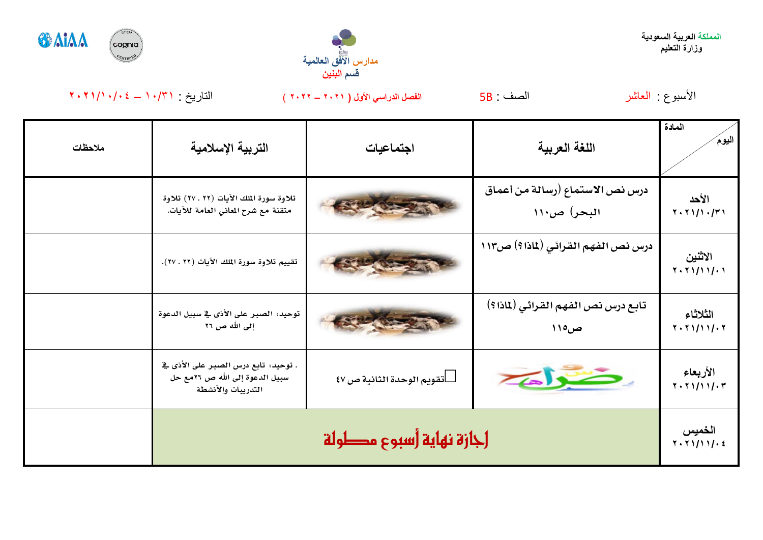المملكة العربية السعودية
وزارة التعليم

مدارس الأفق العالمية
قسم البنين

الأسبوع : العاشر　　　الصف : 5B　　　الفصل الدراسي الأول ( ٢٠٢١ – ٢٠٢٢ )　　　التاريخ : ١٠/٣١ – ٢٠٢١/١٠/٠٤

| المادة / اليوم | اللغة العربية | اجتماعيات | التربية الإسلامية | ملاحظات |
|---|---|---|---|---|
| الأحد ٢٠٢١/١٠/٣١ | درس نص الاستماع (رسالة من أعماق البحر) ص١١٠ | | تلاوة سورة الملك الآيات (٢٢ . ٢٧) تلاوة متقنة مع شرح المعاني العامة للآيات. | |
| الاثنين ٢٠٢١/١١/٠١ | درس نص الفهم القرائي (لماذا؟) ص١١٣ | | تقييم تلاوة سورة الملك الآيات (٢٢ . ٢٧). | |
| الثلاثاء ٢٠٢١/١١/٠٢ | تابع درس نص الفهم القرائي (لماذا؟) ص١١٥ | | توحيد: الصبر على الأذى في سبيل الدعوة إلى الله ص ٢٦ | |
| الأربعاء ٢٠٢١/١١/٠٣ | | تقويم الوحدة الثانية ص ٤٧ | . توحيد: تابع درس الصبر على الأذى في سبيل الدعوة إلى الله ص ٢٦مع حل التدريبات والأنشطة | |
| الخميس ٢٠٢١/١١/٠٤ | إجازة نهاية أسبوع مطولة | | | |